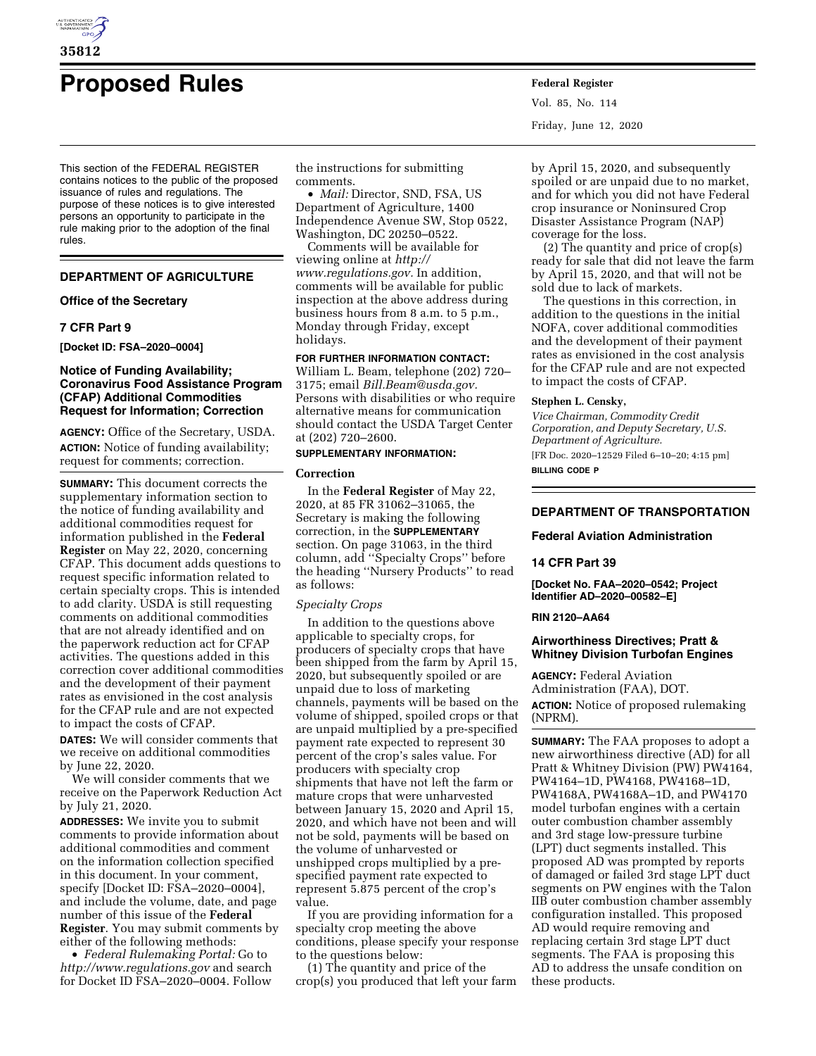# Proposed Rules

This section of the FEDERAL REGISTER contains notices to the public of the proposed issuance of rules and regulations. The purpose of these notices is to give interested persons an opportunity to participate in the rule making prior to the adoption of the final rules.

## DEPARTMENT OF AGRICULTURE

### Office of the Secretary

### 7 CFR Part 9

**[Docket ID: FSA–2020–0004]**

### Notice of Funding Availability; Coronavirus Food Assistance Program (CFAP) Additional Commodities Request for Information; Correction

**AGENCY:** Office of the Secretary, USDA.

**ACTION:** Notice of funding availability; request for comments; correction.

**SUMMARY:** This document corrects the supplementary information section to the notice of funding availability and additional commodities request for information published in the **Federal Register** on May 22, 2020, concerning CFAP. This document adds questions to request specific information related to certain specialty crops. This is intended to add clarity. USDA is still requesting comments on additional commodities that are not already identified and on the paperwork reduction act for CFAP activities. The questions added in this correction cover additional commodities and the development of their payment rates as envisioned in the cost analysis for the CFAP rule and are not expected to impact the costs of CFAP.

**DATES:** We will consider comments that we receive on additional commodities by June 22, 2020.

We will consider comments that we receive on the Paperwork Reduction Act by July 21, 2020.

**ADDRESSES:** We invite you to submit comments to provide information about additional commodities and comment on the information collection specified in this document. In your comment, specify [Docket ID: FSA–2020–0004], and include the volume, date, and page number of this issue of the **Federal Register**. You may submit comments by either of the following methods:

- *Federal Rulemaking Portal:* Go to *http://www.regulations.gov* and search for Docket ID FSA–2020–0004. Follow the instructions for submitting comments.
- *Mail:* Director, SND, FSA, US Department of Agriculture, 1400 Independence Avenue SW, Stop 0522, Washington, DC 20250–0522.

Comments will be available for viewing online at *http://www.regulations.gov.* In addition, comments will be available for public inspection at the above address during business hours from 8 a.m. to 5 p.m., Monday through Friday, except holidays.

**FOR FURTHER INFORMATION CONTACT:** William L. Beam, telephone (202) 720–3175; email *Bill.Beam@usda.gov.* Persons with disabilities or who require alternative means for communication should contact the USDA Target Center at (202) 720–2600.

**SUPPLEMENTARY INFORMATION:**

#### Correction

In the **Federal Register** of May 22, 2020, at 85 FR 31062–31065, the Secretary is making the following correction, in the **SUPPLEMENTARY** section. On page 31063, in the third column, add ''Specialty Crops'' before the heading ''Nursery Products'' to read as follows:

*Specialty Crops*

In addition to the questions above applicable to specialty crops, for producers of specialty crops that have been shipped from the farm by April 15, 2020, but subsequently spoiled or are unpaid due to loss of marketing channels, payments will be based on the volume of shipped, spoiled crops or that are unpaid multiplied by a pre-specified payment rate expected to represent 30 percent of the crop's sales value. For producers with specialty crop shipments that have not left the farm or mature crops that were unharvested between January 15, 2020 and April 15, 2020, and which have not been and will not be sold, payments will be based on the volume of unharvested or unshipped crops multiplied by a pre-specified payment rate expected to represent 5.875 percent of the crop's value.

If you are providing information for a specialty crop meeting the above conditions, please specify your response to the questions below:

(1) The quantity and price of the crop(s) you produced that left your farm by April 15, 2020, and subsequently spoiled or are unpaid due to no market, and for which you did not have Federal crop insurance or Noninsured Crop Disaster Assistance Program (NAP) coverage for the loss.

(2) The quantity and price of crop(s) ready for sale that did not leave the farm by April 15, 2020, and that will not be sold due to lack of markets.

The questions in this correction, in addition to the questions in the initial NOFA, cover additional commodities and the development of their payment rates as envisioned in the cost analysis for the CFAP rule and are not expected to impact the costs of CFAP.

**Stephen L. Censky,**

*Vice Chairman, Commodity Credit Corporation, and Deputy Secretary, U.S. Department of Agriculture.*

[FR Doc. 2020–12529 Filed 6–10–20; 4:15 pm]

**BILLING CODE P**

## DEPARTMENT OF TRANSPORTATION

### Federal Aviation Administration

### 14 CFR Part 39

**[Docket No. FAA–2020–0542; Project Identifier AD–2020–00582–E]**

**RIN 2120–AA64**

### Airworthiness Directives; Pratt & Whitney Division Turbofan Engines

**AGENCY:** Federal Aviation Administration (FAA), DOT.

**ACTION:** Notice of proposed rulemaking (NPRM).

**SUMMARY:** The FAA proposes to adopt a new airworthiness directive (AD) for all Pratt & Whitney Division (PW) PW4164, PW4164–1D, PW4168, PW4168–1D, PW4168A, PW4168A–1D, and PW4170 model turbofan engines with a certain outer combustion chamber assembly and 3rd stage low-pressure turbine (LPT) duct segments installed. This proposed AD was prompted by reports of damaged or failed 3rd stage LPT duct segments on PW engines with the Talon IIB outer combustion chamber assembly configuration installed. This proposed AD would require removing and replacing certain 3rd stage LPT duct segments. The FAA is proposing this AD to address the unsafe condition on these products.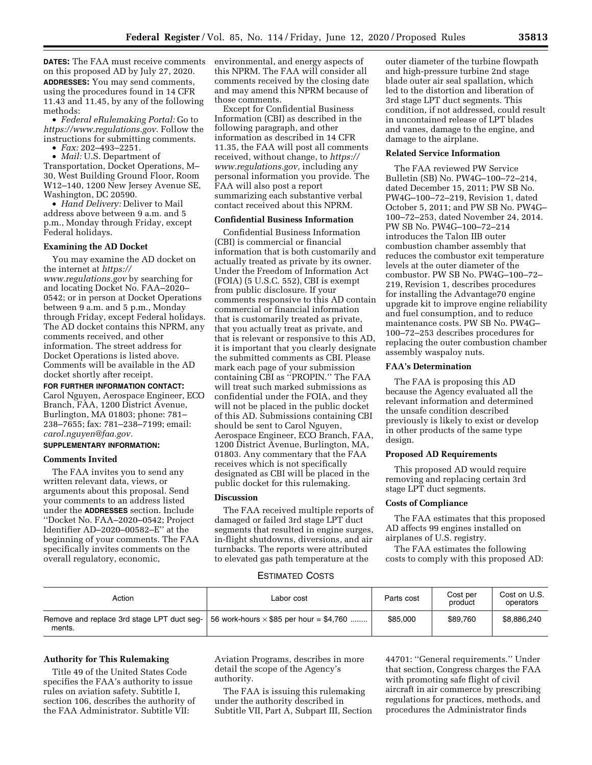**DATES:** The FAA must receive comments on this proposed AD by July 27, 2020.

**ADDRESSES:** You may send comments, using the procedures found in 14 CFR 11.43 and 11.45, by any of the following methods:

- *Federal eRulemaking Portal:* Go to *https://www.regulations.gov*. Follow the instructions for submitting comments.
- *Fax:* 202–493–2251.
- *Mail:* U.S. Department of Transportation, Docket Operations, M–30, West Building Ground Floor, Room W12–140, 1200 New Jersey Avenue SE, Washington, DC 20590.
- *Hand Delivery:* Deliver to Mail address above between 9 a.m. and 5 p.m., Monday through Friday, except Federal holidays.

### Examining the AD Docket

You may examine the AD docket on the internet at *https://www.regulations.gov* by searching for and locating Docket No. FAA–2020–0542; or in person at Docket Operations between 9 a.m. and 5 p.m., Monday through Friday, except Federal holidays. The AD docket contains this NPRM, any comments received, and other information. The street address for Docket Operations is listed above. Comments will be available in the AD docket shortly after receipt.

**FOR FURTHER INFORMATION CONTACT:** Carol Nguyen, Aerospace Engineer, ECO Branch, FAA, 1200 District Avenue, Burlington, MA 01803; phone: 781–238–7655; fax: 781–238–7199; email: *carol.nguyen@faa.gov*.

**SUPPLEMENTARY INFORMATION:**

### Comments Invited

The FAA invites you to send any written relevant data, views, or arguments about this proposal. Send your comments to an address listed under the **ADDRESSES** section. Include ''Docket No. FAA–2020–0542; Project Identifier AD–2020–00582–E'' at the beginning of your comments. The FAA specifically invites comments on the overall regulatory, economic, environmental, and energy aspects of this NPRM. The FAA will consider all comments received by the closing date and may amend this NPRM because of those comments.

Except for Confidential Business Information (CBI) as described in the following paragraph, and other information as described in 14 CFR 11.35, the FAA will post all comments received, without change, to *https://www.regulations.gov,* including any personal information you provide. The FAA will also post a report summarizing each substantive verbal contact received about this NPRM.

### Confidential Business Information

Confidential Business Information (CBI) is commercial or financial information that is both customarily and actually treated as private by its owner. Under the Freedom of Information Act (FOIA) (5 U.S.C. 552), CBI is exempt from public disclosure. If your comments responsive to this AD contain commercial or financial information that is customarily treated as private, that you actually treat as private, and that is relevant or responsive to this AD, it is important that you clearly designate the submitted comments as CBI. Please mark each page of your submission containing CBI as ''PROPIN.'' The FAA will treat such marked submissions as confidential under the FOIA, and they will not be placed in the public docket of this AD. Submissions containing CBI should be sent to Carol Nguyen, Aerospace Engineer, ECO Branch, FAA, 1200 District Avenue, Burlington, MA, 01803. Any commentary that the FAA receives which is not specifically designated as CBI will be placed in the public docket for this rulemaking.

### Discussion

The FAA received multiple reports of damaged or failed 3rd stage LPT duct segments that resulted in engine surges, in-flight shutdowns, diversions, and air turnbacks. The reports were attributed to elevated gas path temperature at the outer diameter of the turbine flowpath and high-pressure turbine 2nd stage blade outer air seal spallation, which led to the distortion and liberation of 3rd stage LPT duct segments. This condition, if not addressed, could result in uncontained release of LPT blades and vanes, damage to the engine, and damage to the airplane.

### Related Service Information

The FAA reviewed PW Service Bulletin (SB) No. PW4G–100–72–214, dated December 15, 2011; PW SB No. PW4G–100–72–219, Revision 1, dated October 5, 2011; and PW SB No. PW4G–100–72–253, dated November 24, 2014. PW SB No. PW4G–100–72–214 introduces the Talon IIB outer combustion chamber assembly that reduces the combustor exit temperature levels at the outer diameter of the combustor. PW SB No. PW4G–100–72–219, Revision 1, describes procedures for installing the Advantage70 engine upgrade kit to improve engine reliability and fuel consumption, and to reduce maintenance costs. PW SB No. PW4G–100–72–253 describes procedures for replacing the outer combustion chamber assembly waspaloy nuts.

### FAA's Determination

The FAA is proposing this AD because the Agency evaluated all the relevant information and determined the unsafe condition described previously is likely to exist or develop in other products of the same type design.

### Proposed AD Requirements

This proposed AD would require removing and replacing certain 3rd stage LPT duct segments.

### Costs of Compliance

The FAA estimates that this proposed AD affects 99 engines installed on airplanes of U.S. registry.

The FAA estimates the following costs to comply with this proposed AD:

ESTIMATED COSTS

| Action | Labor cost | Parts cost | Cost per product | Cost on U.S. operators |
|---|---|---|---|---|
| Remove and replace 3rd stage LPT duct segments. | 56 work-hours × $85 per hour = $4,760 | $85,000 | $89,760 | $8,886,240 |

### Authority for This Rulemaking

Title 49 of the United States Code specifies the FAA's authority to issue rules on aviation safety. Subtitle I, section 106, describes the authority of the FAA Administrator. Subtitle VII: Aviation Programs, describes in more detail the scope of the Agency's authority.

The FAA is issuing this rulemaking under the authority described in Subtitle VII, Part A, Subpart III, Section 44701: ''General requirements.'' Under that section, Congress charges the FAA with promoting safe flight of civil aircraft in air commerce by prescribing regulations for practices, methods, and procedures the Administrator finds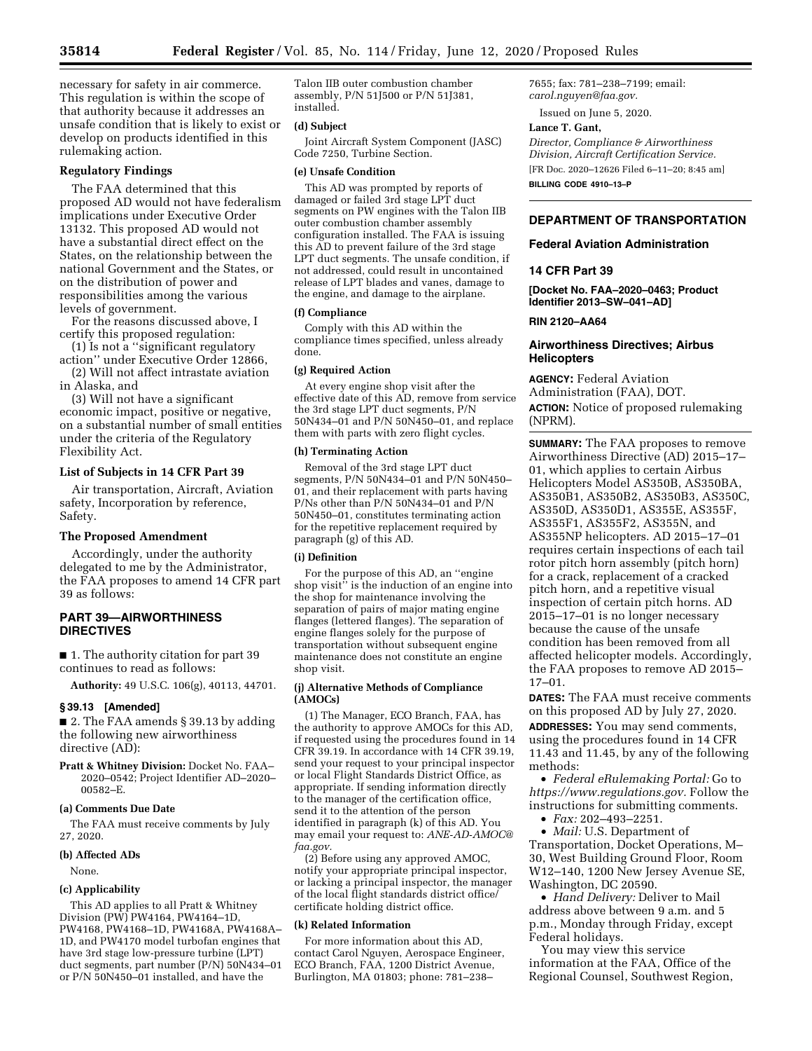necessary for safety in air commerce. This regulation is within the scope of that authority because it addresses an unsafe condition that is likely to exist or develop on products identified in this rulemaking action.

### Regulatory Findings

The FAA determined that this proposed AD would not have federalism implications under Executive Order 13132. This proposed AD would not have a substantial direct effect on the States, on the relationship between the national Government and the States, or on the distribution of power and responsibilities among the various levels of government.

For the reasons discussed above, I certify this proposed regulation:

(1) Is not a "significant regulatory action" under Executive Order 12866,

(2) Will not affect intrastate aviation in Alaska, and

(3) Will not have a significant economic impact, positive or negative, on a substantial number of small entities under the criteria of the Regulatory Flexibility Act.

### List of Subjects in 14 CFR Part 39

Air transportation, Aircraft, Aviation safety, Incorporation by reference, Safety.

### The Proposed Amendment

Accordingly, under the authority delegated to me by the Administrator, the FAA proposes to amend 14 CFR part 39 as follows:

## PART 39—AIRWORTHINESS DIRECTIVES

■ 1. The authority citation for part 39 continues to read as follows:

**Authority:** 49 U.S.C. 106(g), 40113, 44701.

### § 39.13 [Amended]

■ 2. The FAA amends § 39.13 by adding the following new airworthiness directive (AD):

**Pratt & Whitney Division:** Docket No. FAA–2020–0542; Project Identifier AD–2020–00582–E.

#### (a) Comments Due Date

The FAA must receive comments by July 27, 2020.

#### (b) Affected ADs

None.

#### (c) Applicability

This AD applies to all Pratt & Whitney Division (PW) PW4164, PW4164–1D, PW4168, PW4168–1D, PW4168A, PW4168A–1D, and PW4170 model turbofan engines that have 3rd stage low-pressure turbine (LPT) duct segments, part number (P/N) 50N434–01 or P/N 50N450–01 installed, and have the Talon IIB outer combustion chamber assembly, P/N 51J500 or P/N 51J381, installed.

#### (d) Subject

Joint Aircraft System Component (JASC) Code 7250, Turbine Section.

#### (e) Unsafe Condition

This AD was prompted by reports of damaged or failed 3rd stage LPT duct segments on PW engines with the Talon IIB outer combustion chamber assembly configuration installed. The FAA is issuing this AD to prevent failure of the 3rd stage LPT duct segments. The unsafe condition, if not addressed, could result in uncontained release of LPT blades and vanes, damage to the engine, and damage to the airplane.

#### (f) Compliance

Comply with this AD within the compliance times specified, unless already done.

#### (g) Required Action

At every engine shop visit after the effective date of this AD, remove from service the 3rd stage LPT duct segments, P/N 50N434–01 and P/N 50N450–01, and replace them with parts with zero flight cycles.

#### (h) Terminating Action

Removal of the 3rd stage LPT duct segments, P/N 50N434–01 and P/N 50N450–01, and their replacement with parts having P/Ns other than P/N 50N434–01 and P/N 50N450–01, constitutes terminating action for the repetitive replacement required by paragraph (g) of this AD.

#### (i) Definition

For the purpose of this AD, an "engine shop visit" is the induction of an engine into the shop for maintenance involving the separation of pairs of major mating engine flanges (lettered flanges). The separation of engine flanges solely for the purpose of transportation without subsequent engine maintenance does not constitute an engine shop visit.

#### (j) Alternative Methods of Compliance (AMOCs)

(1) The Manager, ECO Branch, FAA, has the authority to approve AMOCs for this AD, if requested using the procedures found in 14 CFR 39.19. In accordance with 14 CFR 39.19, send your request to your principal inspector or local Flight Standards District Office, as appropriate. If sending information directly to the manager of the certification office, send it to the attention of the person identified in paragraph (k) of this AD. You may email your request to: *ANE-AD-AMOC@faa.gov.*

(2) Before using any approved AMOC, notify your appropriate principal inspector, or lacking a principal inspector, the manager of the local flight standards district office/certificate holding district office.

#### (k) Related Information

For more information about this AD, contact Carol Nguyen, Aerospace Engineer, ECO Branch, FAA, 1200 District Avenue, Burlington, MA 01803; phone: 781–238–7655; fax: 781–238–7199; email: *carol.nguyen@faa.gov.*

Issued on June 5, 2020.

**Lance T. Gant,**

*Director, Compliance & Airworthiness Division, Aircraft Certification Service.*

[FR Doc. 2020–12626 Filed 6–11–20; 8:45 am]

**BILLING CODE 4910–13–P**

---

## DEPARTMENT OF TRANSPORTATION

## Federal Aviation Administration

## 14 CFR Part 39

**[Docket No. FAA–2020–0463; Product Identifier 2013–SW–041–AD]**

**RIN 2120–AA64**

## Airworthiness Directives; Airbus Helicopters

**AGENCY:** Federal Aviation Administration (FAA), DOT.

**ACTION:** Notice of proposed rulemaking (NPRM).

**SUMMARY:** The FAA proposes to remove Airworthiness Directive (AD) 2015–17–01, which applies to certain Airbus Helicopters Model AS350B, AS350BA, AS350B1, AS350B2, AS350B3, AS350C, AS350D, AS350D1, AS355E, AS355F, AS355F1, AS355F2, AS355N, and AS355NP helicopters. AD 2015–17–01 requires certain inspections of each tail rotor pitch horn assembly (pitch horn) for a crack, replacement of a cracked pitch horn, and a repetitive visual inspection of certain pitch horns. AD 2015–17–01 is no longer necessary because the cause of the unsafe condition has been removed from all affected helicopter models. Accordingly, the FAA proposes to remove AD 2015–17–01.

**DATES:** The FAA must receive comments on this proposed AD by July 27, 2020.

**ADDRESSES:** You may send comments, using the procedures found in 14 CFR 11.43 and 11.45, by any of the following methods:

- *Federal eRulemaking Portal:* Go to *https://www.regulations.gov.* Follow the instructions for submitting comments.
- *Fax:* 202–493–2251.
- *Mail:* U.S. Department of Transportation, Docket Operations, M–30, West Building Ground Floor, Room W12–140, 1200 New Jersey Avenue SE, Washington, DC 20590.
- *Hand Delivery:* Deliver to Mail address above between 9 a.m. and 5 p.m., Monday through Friday, except Federal holidays.

You may view this service information at the FAA, Office of the Regional Counsel, Southwest Region,